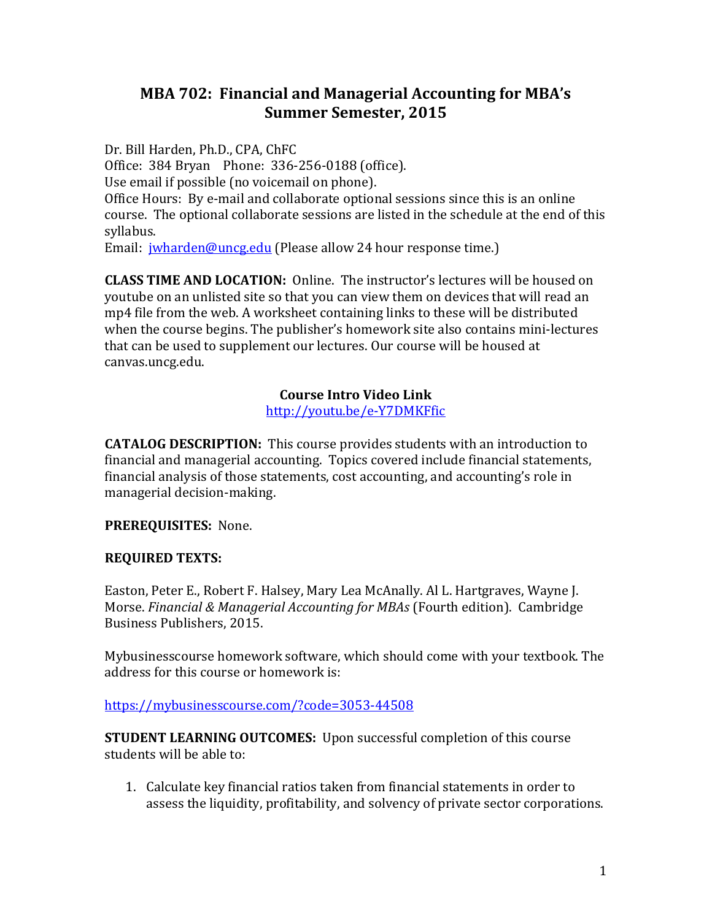# MBA 702: Financial and Managerial Accounting for MBA's
## Summer Semester, 2015

Dr. Bill Harden, Ph.D., CPA, ChFC
Office: 384 Bryan Phone: 336-256-0188 (office).
Use email if possible (no voicemail on phone).
Office Hours: By e-mail and collaborate optional sessions since this is an online course. The optional collaborate sessions are listed in the schedule at the end of this syllabus.
Email: jwharden@uncg.edu (Please allow 24 hour response time.)

**CLASS TIME AND LOCATION:** Online. The instructor's lectures will be housed on youtube on an unlisted site so that you can view them on devices that will read an mp4 file from the web. A worksheet containing links to these will be distributed when the course begins. The publisher's homework site also contains mini-lectures that can be used to supplement our lectures. Our course will be housed at canvas.uncg.edu.

**Course Intro Video Link**
http://youtu.be/e-Y7DMKFfic

**CATALOG DESCRIPTION:** This course provides students with an introduction to financial and managerial accounting. Topics covered include financial statements, financial analysis of those statements, cost accounting, and accounting's role in managerial decision-making.

**PREREQUISITES:** None.

**REQUIRED TEXTS:**

Easton, Peter E., Robert F. Halsey, Mary Lea McAnally. Al L. Hartgraves, Wayne J. Morse. *Financial & Managerial Accounting for MBAs* (Fourth edition). Cambridge Business Publishers, 2015.

Mybusinesscourse homework software, which should come with your textbook. The address for this course or homework is:

https://mybusinesscourse.com/?code=3053-44508

**STUDENT LEARNING OUTCOMES:** Upon successful completion of this course students will be able to:

1. Calculate key financial ratios taken from financial statements in order to assess the liquidity, profitability, and solvency of private sector corporations.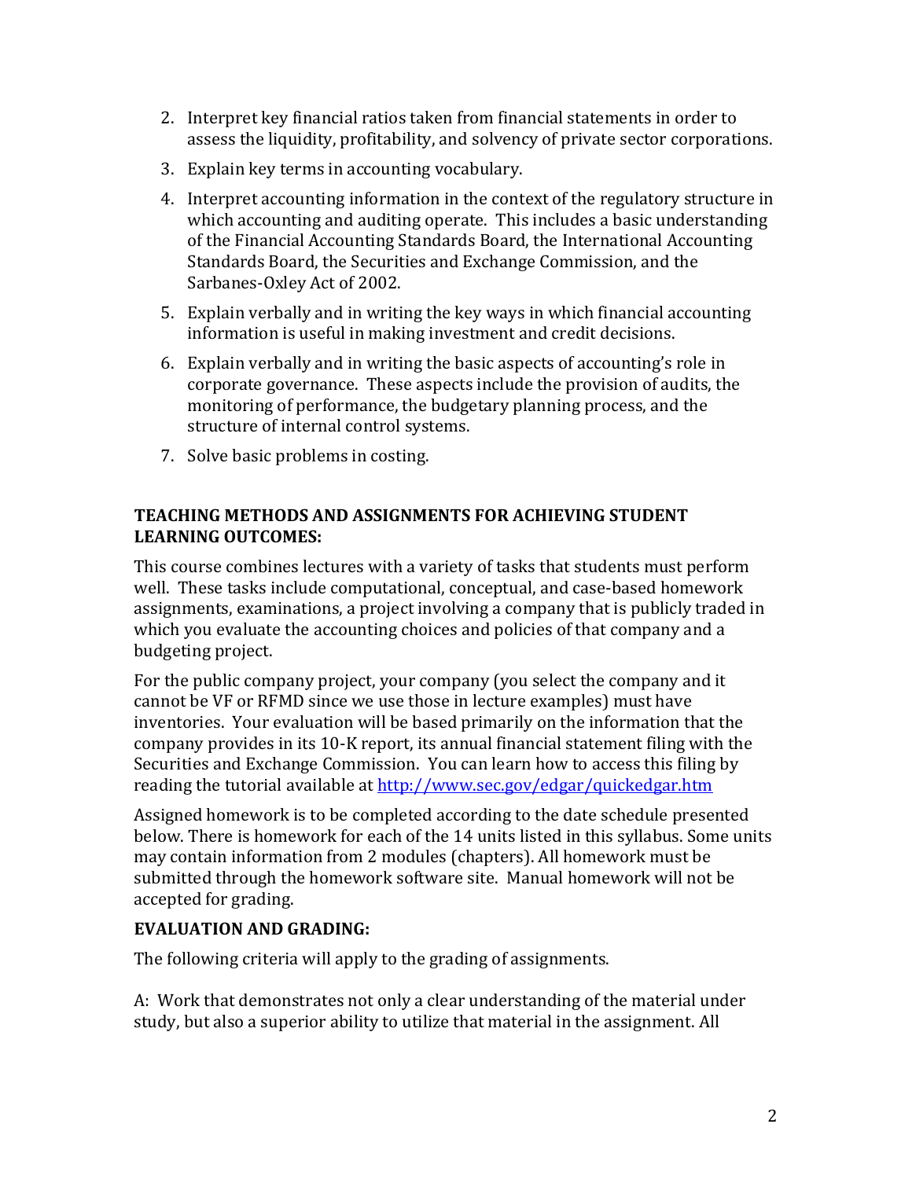2. Interpret key financial ratios taken from financial statements in order to assess the liquidity, profitability, and solvency of private sector corporations.
3. Explain key terms in accounting vocabulary.
4. Interpret accounting information in the context of the regulatory structure in which accounting and auditing operate. This includes a basic understanding of the Financial Accounting Standards Board, the International Accounting Standards Board, the Securities and Exchange Commission, and the Sarbanes-Oxley Act of 2002.
5. Explain verbally and in writing the key ways in which financial accounting information is useful in making investment and credit decisions.
6. Explain verbally and in writing the basic aspects of accounting's role in corporate governance. These aspects include the provision of audits, the monitoring of performance, the budgetary planning process, and the structure of internal control systems.
7. Solve basic problems in costing.

**TEACHING METHODS AND ASSIGNMENTS FOR ACHIEVING STUDENT LEARNING OUTCOMES:**

This course combines lectures with a variety of tasks that students must perform well. These tasks include computational, conceptual, and case-based homework assignments, examinations, a project involving a company that is publicly traded in which you evaluate the accounting choices and policies of that company and a budgeting project.

For the public company project, your company (you select the company and it cannot be VF or RFMD since we use those in lecture examples) must have inventories. Your evaluation will be based primarily on the information that the company provides in its 10-K report, its annual financial statement filing with the Securities and Exchange Commission. You can learn how to access this filing by reading the tutorial available at http://www.sec.gov/edgar/quickedgar.htm

Assigned homework is to be completed according to the date schedule presented below. There is homework for each of the 14 units listed in this syllabus. Some units may contain information from 2 modules (chapters). All homework must be submitted through the homework software site. Manual homework will not be accepted for grading.

**EVALUATION AND GRADING:**

The following criteria will apply to the grading of assignments.

A: Work that demonstrates not only a clear understanding of the material under study, but also a superior ability to utilize that material in the assignment. All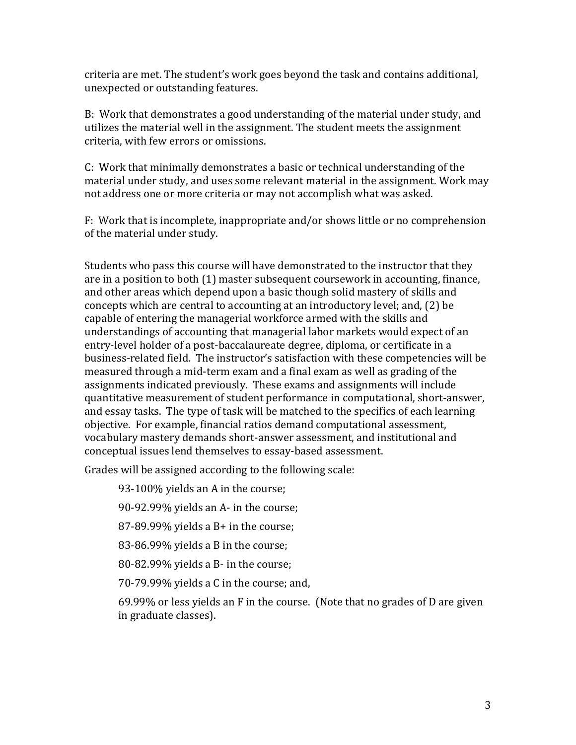criteria are met. The student's work goes beyond the task and contains additional, unexpected or outstanding features.

B: Work that demonstrates a good understanding of the material under study, and utilizes the material well in the assignment. The student meets the assignment criteria, with few errors or omissions.

C: Work that minimally demonstrates a basic or technical understanding of the material under study, and uses some relevant material in the assignment. Work may not address one or more criteria or may not accomplish what was asked.

F: Work that is incomplete, inappropriate and/or shows little or no comprehension of the material under study.

Students who pass this course will have demonstrated to the instructor that they are in a position to both (1) master subsequent coursework in accounting, finance, and other areas which depend upon a basic though solid mastery of skills and concepts which are central to accounting at an introductory level; and, (2) be capable of entering the managerial workforce armed with the skills and understandings of accounting that managerial labor markets would expect of an entry-level holder of a post-baccalaureate degree, diploma, or certificate in a business-related field. The instructor's satisfaction with these competencies will be measured through a mid-term exam and a final exam as well as grading of the assignments indicated previously. These exams and assignments will include quantitative measurement of student performance in computational, short-answer, and essay tasks. The type of task will be matched to the specifics of each learning objective. For example, financial ratios demand computational assessment, vocabulary mastery demands short-answer assessment, and institutional and conceptual issues lend themselves to essay-based assessment.

Grades will be assigned according to the following scale:

93-100% yields an A in the course;

90-92.99% yields an A- in the course;

87-89.99% yields a B+ in the course;

83-86.99% yields a B in the course;

80-82.99% yields a B- in the course;

70-79.99% yields a C in the course; and,

69.99% or less yields an F in the course. (Note that no grades of D are given in graduate classes).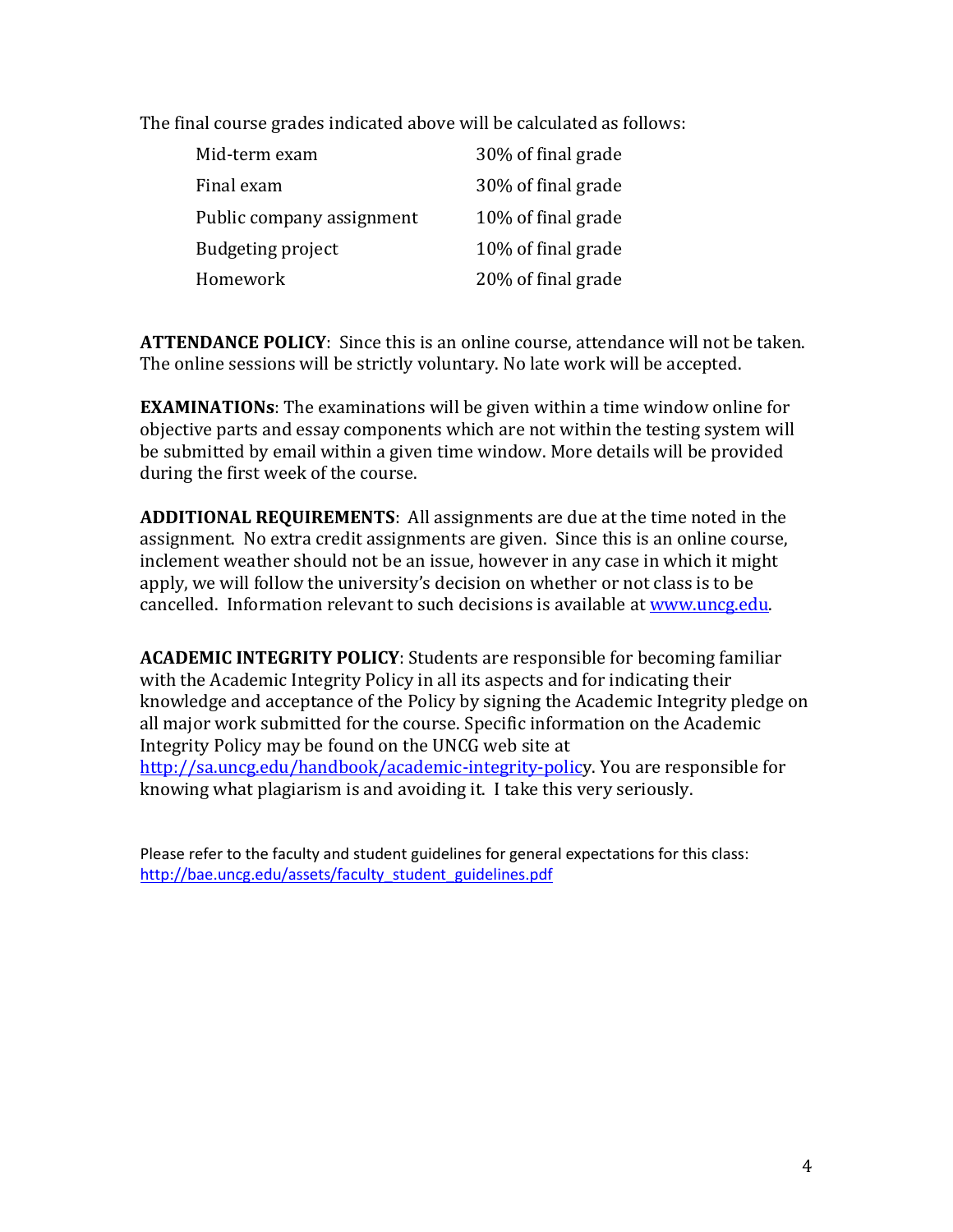The final course grades indicated above will be calculated as follows:

| | |
|---|---|
| Mid-term exam | 30% of final grade |
| Final exam | 30% of final grade |
| Public company assignment | 10% of final grade |
| Budgeting project | 10% of final grade |
| Homework | 20% of final grade |

**ATTENDANCE POLICY**: Since this is an online course, attendance will not be taken. The online sessions will be strictly voluntary. No late work will be accepted.

**EXAMINATIONs**: The examinations will be given within a time window online for objective parts and essay components which are not within the testing system will be submitted by email within a given time window. More details will be provided during the first week of the course.

**ADDITIONAL REQUIREMENTS**: All assignments are due at the time noted in the assignment. No extra credit assignments are given. Since this is an online course, inclement weather should not be an issue, however in any case in which it might apply, we will follow the university's decision on whether or not class is to be cancelled. Information relevant to such decisions is available at www.uncg.edu.

**ACADEMIC INTEGRITY POLICY**: Students are responsible for becoming familiar with the Academic Integrity Policy in all its aspects and for indicating their knowledge and acceptance of the Policy by signing the Academic Integrity pledge on all major work submitted for the course. Specific information on the Academic Integrity Policy may be found on the UNCG web site at http://sa.uncg.edu/handbook/academic-integrity-policy. You are responsible for knowing what plagiarism is and avoiding it. I take this very seriously.

Please refer to the faculty and student guidelines for general expectations for this class: http://bae.uncg.edu/assets/faculty_student_guidelines.pdf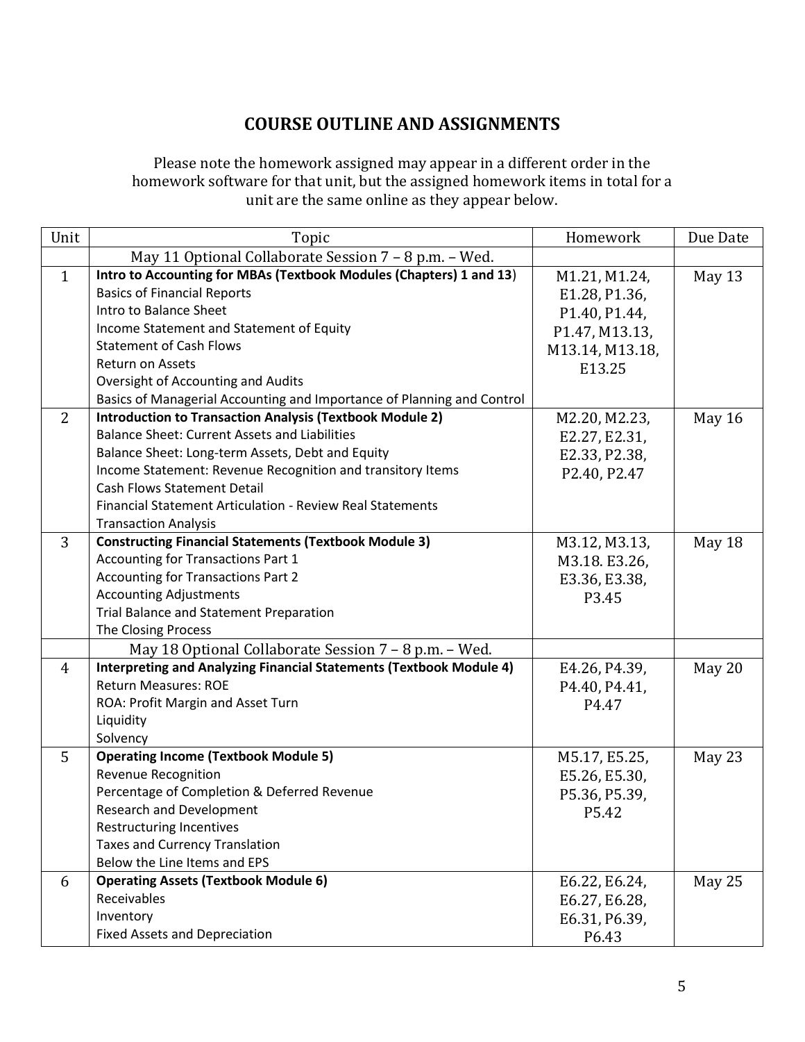## COURSE OUTLINE AND ASSIGNMENTS

Please note the homework assigned may appear in a different order in the homework software for that unit, but the assigned homework items in total for a unit are the same online as they appear below.

| Unit | Topic | Homework | Due Date |
|---|---|---|---|
| | May 11 Optional Collaborate Session 7 – 8 p.m. – Wed. | | |
| 1 | **Intro to Accounting for MBAs (Textbook Modules (Chapters) 1 and 13)**<br>Basics of Financial Reports<br>Intro to Balance Sheet<br>Income Statement and Statement of Equity<br>Statement of Cash Flows<br>Return on Assets<br>Oversight of Accounting and Audits<br>Basics of Managerial Accounting and Importance of Planning and Control | M1.21, M1.24, E1.28, P1.36, P1.40, P1.44, P1.47, M13.13, M13.14, M13.18, E13.25 | May 13 |
| 2 | **Introduction to Transaction Analysis (Textbook Module 2)**<br>Balance Sheet: Current Assets and Liabilities<br>Balance Sheet: Long-term Assets, Debt and Equity<br>Income Statement: Revenue Recognition and transitory Items<br>Cash Flows Statement Detail<br>Financial Statement Articulation - Review Real Statements<br>Transaction Analysis | M2.20, M2.23, E2.27, E2.31, E2.33, P2.38, P2.40, P2.47 | May 16 |
| 3 | **Constructing Financial Statements (Textbook Module 3)**<br>Accounting for Transactions Part 1<br>Accounting for Transactions Part 2<br>Accounting Adjustments<br>Trial Balance and Statement Preparation<br>The Closing Process | M3.12, M3.13, M3.18. E3.26, E3.36, E3.38, P3.45 | May 18 |
| | May 18 Optional Collaborate Session 7 – 8 p.m. – Wed. | | |
| 4 | **Interpreting and Analyzing Financial Statements (Textbook Module 4)**<br>Return Measures: ROE<br>ROA: Profit Margin and Asset Turn<br>Liquidity<br>Solvency | E4.26, P4.39, P4.40, P4.41, P4.47 | May 20 |
| 5 | **Operating Income (Textbook Module 5)**<br>Revenue Recognition<br>Percentage of Completion & Deferred Revenue<br>Research and Development<br>Restructuring Incentives<br>Taxes and Currency Translation<br>Below the Line Items and EPS | M5.17, E5.25, E5.26, E5.30, P5.36, P5.39, P5.42 | May 23 |
| 6 | **Operating Assets (Textbook Module 6)**<br>Receivables<br>Inventory<br>Fixed Assets and Depreciation | E6.22, E6.24, E6.27, E6.28, E6.31, P6.39, P6.43 | May 25 |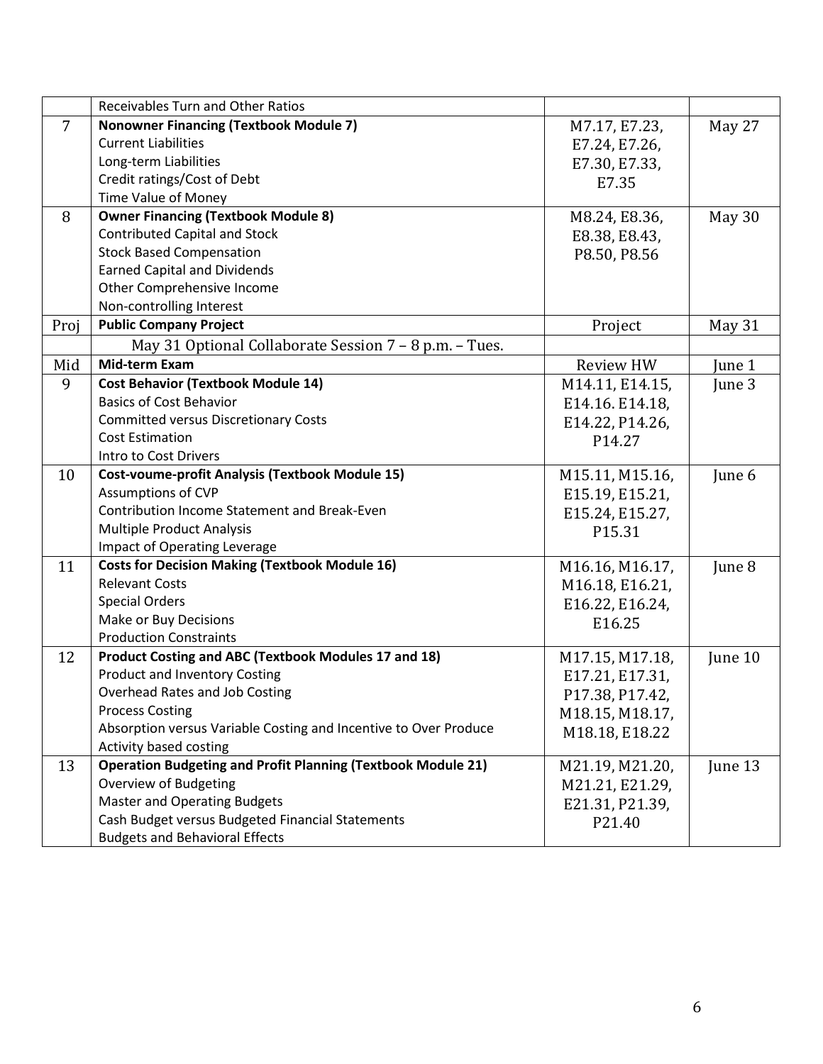| | | | |
|---|---|---|---|
| | Receivables Turn and Other Ratios | | |
| 7 | **Nonowner Financing (Textbook Module 7)**<br>Current Liabilities<br>Long-term Liabilities<br>Credit ratings/Cost of Debt<br>Time Value of Money | M7.17, E7.23, E7.24, E7.26, E7.30, E7.33, E7.35 | May 27 |
| 8 | **Owner Financing (Textbook Module 8)**<br>Contributed Capital and Stock<br>Stock Based Compensation<br>Earned Capital and Dividends<br>Other Comprehensive Income<br>Non-controlling Interest | M8.24, E8.36, E8.38, E8.43, P8.50, P8.56 | May 30 |
| Proj | **Public Company Project** | Project | May 31 |
| | May 31 Optional Collaborate Session 7 – 8 p.m. – Tues. | | |
| Mid | **Mid-term Exam** | Review HW | June 1 |
| 9 | **Cost Behavior (Textbook Module 14)**<br>Basics of Cost Behavior<br>Committed versus Discretionary Costs<br>Cost Estimation<br>Intro to Cost Drivers | M14.11, E14.15, E14.16. E14.18, E14.22, P14.26, P14.27 | June 3 |
| 10 | **Cost-voume-profit Analysis (Textbook Module 15)**<br>Assumptions of CVP<br>Contribution Income Statement and Break-Even<br>Multiple Product Analysis<br>Impact of Operating Leverage | M15.11, M15.16, E15.19, E15.21, E15.24, E15.27, P15.31 | June 6 |
| 11 | **Costs for Decision Making (Textbook Module 16)**<br>Relevant Costs<br>Special Orders<br>Make or Buy Decisions<br>Production Constraints | M16.16, M16.17, M16.18, E16.21, E16.22, E16.24, E16.25 | June 8 |
| 12 | **Product Costing and ABC (Textbook Modules 17 and 18)**<br>Product and Inventory Costing<br>Overhead Rates and Job Costing<br>Process Costing<br>Absorption versus Variable Costing and Incentive to Over Produce<br>Activity based costing | M17.15, M17.18, E17.21, E17.31, P17.38, P17.42, M18.15, M18.17, M18.18, E18.22 | June 10 |
| 13 | **Operation Budgeting and Profit Planning (Textbook Module 21)**<br>Overview of Budgeting<br>Master and Operating Budgets<br>Cash Budget versus Budgeted Financial Statements<br>Budgets and Behavioral Effects | M21.19, M21.20, M21.21, E21.29, E21.31, P21.39, P21.40 | June 13 |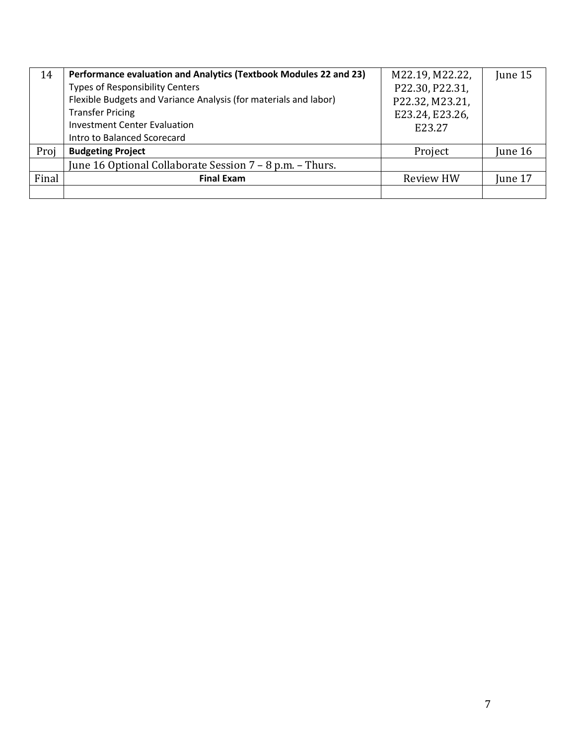| | | | |
|---|---|---|---|
| 14 | **Performance evaluation and Analytics (Textbook Modules 22 and 23)**<br>Types of Responsibility Centers<br>Flexible Budgets and Variance Analysis (for materials and labor)<br>Transfer Pricing<br>Investment Center Evaluation<br>Intro to Balanced Scorecard | M22.19, M22.22, P22.30, P22.31, P22.32, M23.21, E23.24, E23.26, E23.27 | June 15 |
| Proj | **Budgeting Project** | Project | June 16 |
| | June 16 Optional Collaborate Session 7 – 8 p.m. – Thurs. | | |
| Final | **Final Exam** | Review HW | June 17 |
| | | | |